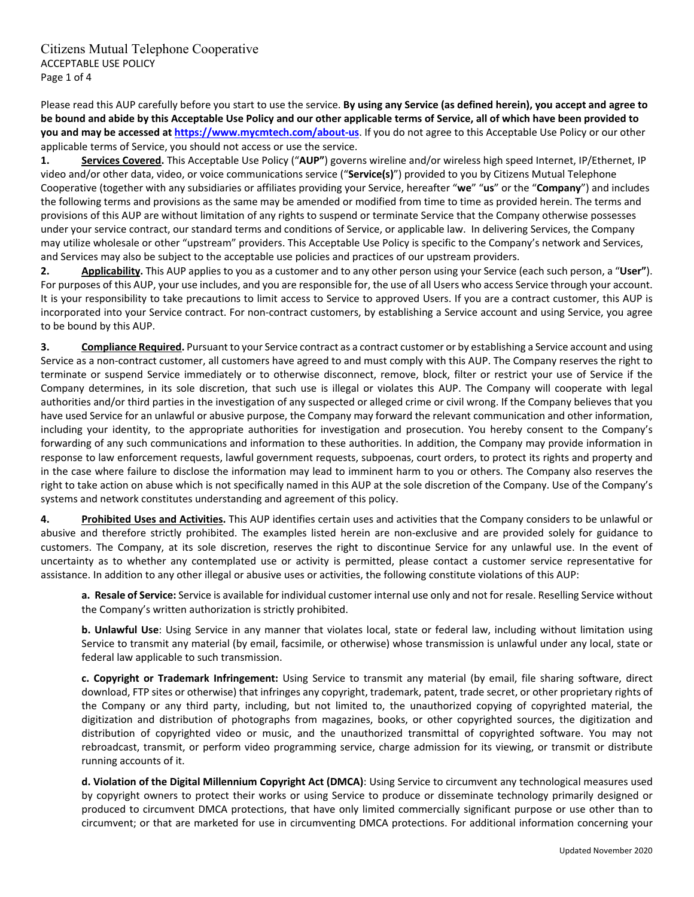# Citizens Mutual Telephone Cooperative

ACCEPTABLE USE POLICY

Please read this AUP carefully before you start to use the service. **By using any Service (as defined herein), you accept and agree to be bound and abide by this Acceptable Use Policy and our other applicable terms of Service, all of which have been provided to you and may be accessed at [https://www.mycmtech.com/about-us](https://www.mycmtech.com/about-us).** If you do not agree to this Acceptable Use Policy or our other applicable terms of Service, you should not access or use the service.

**1. Services Covered.** This Acceptable Use Policy ("**AUP**") governs wireline and/or wireless high speed Internet, IP/Ethernet, IP video and/or other data, video, or voice communications service ("**Service(s)**") provided to you by Citizens Mutual Telephone Cooperative (together with any subsidiaries or affiliates providing your Service, hereafter "**we**" "**us**" or the "**Company**") and includes the following terms and provisions as the same may be amended or modified from time to time as provided herein. The terms and provisions of this AUP are without limitation of any rights to suspend or terminate Service that the Company otherwise possesses under your service contract, our standard terms and conditions of Service, or applicable law. In delivering Services, the Company may utilize wholesale or other "upstream" providers. This Acceptable Use Policy is specific to the Company's network and Services, and Services may also be subject to the acceptable use policies and practices of our upstream providers.

**2. Applicability.** This AUP applies to you as a customer and to any other person using your Service (each such person, a "**User**"). For purposes of this AUP, your use includes, and you are responsible for, the use of all Users who access Service through your account. It is your responsibility to take precautions to limit access to Service to approved Users. If you are a contract customer, this AUP is incorporated into your Service contract. For non-contract customers, by establishing a Service account and using Service, you agree to be bound by this AUP.

**3. Compliance Required.** Pursuant to your Service contract as a contract customer or by establishing a Service account and using Service as a non-contract customer, all customers have agreed to and must comply with this AUP. The Company reserves the right to terminate or suspend Service immediately or to otherwise disconnect, remove, block, filter or restrict your use of Service if the Company determines, in its sole discretion, that such use is illegal or violates this AUP. The Company will cooperate with legal authorities and/or third parties in the investigation of any suspected or alleged crime or civil wrong. If the Company believes that you have used Service for an unlawful or abusive purpose, the Company may forward the relevant communication and other information, including your identity, to the appropriate authorities for investigation and prosecution. You hereby consent to the Company's forwarding of any such communications and information to these authorities. In addition, the Company may provide information in response to law enforcement requests, lawful government requests, subpoenas, court orders, to protect its rights and property and in the case where failure to disclose the information may lead to imminent harm to you or others. The Company also reserves the right to take action on abuse which is not specifically named in this AUP at the sole discretion of the Company. Use of the Company's systems and network constitutes understanding and agreement of this policy.

**4. Prohibited Uses and Activities.** This AUP identifies certain uses and activities that the Company considers to be unlawful or abusive and therefore strictly prohibited. The examples listed herein are non-exclusive and are provided solely for guidance to customers. The Company, at its sole discretion, reserves the right to discontinue Service for any unlawful use. In the event of uncertainty as to whether any contemplated use or activity is permitted, please contact a customer service representative for assistance. In addition to any other illegal or abusive uses or activities, the following constitute violations of this AUP:

> **a. Resale of Service:** Service is available for individual customer internal use only and not for resale. Reselling Service without the Company's written authorization is strictly prohibited.
>
> **b. Unlawful Use**: Using Service in any manner that violates local, state or federal law, including without limitation using Service to transmit any material (by email, facsimile, or otherwise) whose transmission is unlawful under any local, state or federal law applicable to such transmission.
>
> **c. Copyright or Trademark Infringement:** Using Service to transmit any material (by email, file sharing software, direct download, FTP sites or otherwise) that infringes any copyright, trademark, patent, trade secret, or other proprietary rights of the Company or any third party, including, but not limited to, the unauthorized copying of copyrighted material, the digitization and distribution of photographs from magazines, books, or other copyrighted sources, the digitization and distribution of copyrighted video or music, and the unauthorized transmittal of copyrighted software. You may not rebroadcast, transmit, or perform video programming service, charge admission for its viewing, or transmit or distribute running accounts of it.
>
> **d. Violation of the Digital Millennium Copyright Act (DMCA)**: Using Service to circumvent any technological measures used by copyright owners to protect their works or using Service to produce or disseminate technology primarily designed or produced to circumvent DMCA protections, that have only limited commercially significant purpose or use other than to circumvent; or that are marketed for use in circumventing DMCA protections. For additional information concerning your

Updated November 2020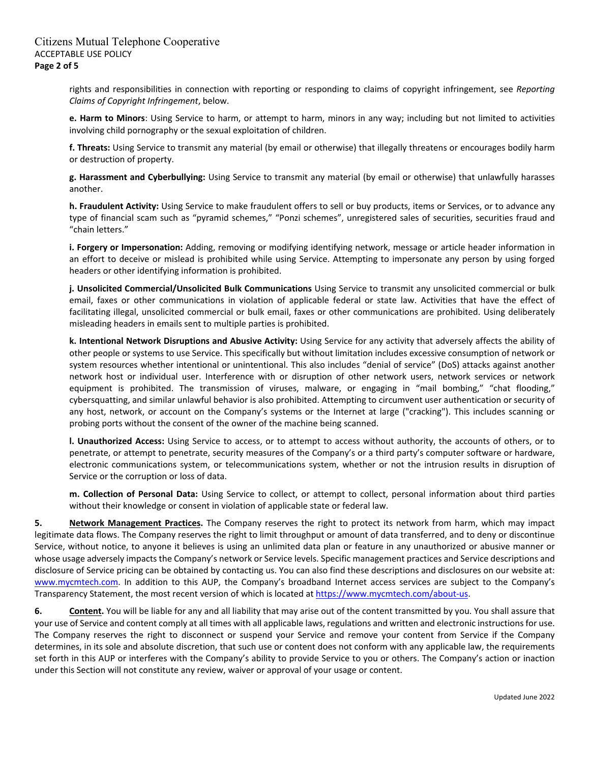rights and responsibilities in connection with reporting or responding to claims of copyright infringement, see *Reporting Claims of Copyright Infringement*, below.

**e. Harm to Minors**: Using Service to harm, or attempt to harm, minors in any way; including but not limited to activities involving child pornography or the sexual exploitation of children.

**f. Threats:** Using Service to transmit any material (by email or otherwise) that illegally threatens or encourages bodily harm or destruction of property.

**g. Harassment and Cyberbullying:** Using Service to transmit any material (by email or otherwise) that unlawfully harasses another.

**h. Fraudulent Activity:** Using Service to make fraudulent offers to sell or buy products, items or Services, or to advance any type of financial scam such as "pyramid schemes," "Ponzi schemes", unregistered sales of securities, securities fraud and "chain letters."

**i. Forgery or Impersonation:** Adding, removing or modifying identifying network, message or article header information in an effort to deceive or mislead is prohibited while using Service. Attempting to impersonate any person by using forged headers or other identifying information is prohibited.

**j. Unsolicited Commercial/Unsolicited Bulk Communications** Using Service to transmit any unsolicited commercial or bulk email, faxes or other communications in violation of applicable federal or state law. Activities that have the effect of facilitating illegal, unsolicited commercial or bulk email, faxes or other communications are prohibited. Using deliberately misleading headers in emails sent to multiple parties is prohibited.

**k. Intentional Network Disruptions and Abusive Activity:** Using Service for any activity that adversely affects the ability of other people or systems to use Service. This specifically but without limitation includes excessive consumption of network or system resources whether intentional or unintentional. This also includes "denial of service" (DoS) attacks against another network host or individual user. Interference with or disruption of other network users, network services or network equipment is prohibited. The transmission of viruses, malware, or engaging in "mail bombing," "chat flooding," cybersquatting, and similar unlawful behavior is also prohibited. Attempting to circumvent user authentication or security of any host, network, or account on the Company's systems or the Internet at large ("cracking"). This includes scanning or probing ports without the consent of the owner of the machine being scanned.

**l. Unauthorized Access:** Using Service to access, or to attempt to access without authority, the accounts of others, or to penetrate, or attempt to penetrate, security measures of the Company's or a third party's computer software or hardware, electronic communications system, or telecommunications system, whether or not the intrusion results in disruption of Service or the corruption or loss of data.

**m. Collection of Personal Data:** Using Service to collect, or attempt to collect, personal information about third parties without their knowledge or consent in violation of applicable state or federal law.

**5. Network Management Practices.** The Company reserves the right to protect its network from harm, which may impact legitimate data flows. The Company reserves the right to limit throughput or amount of data transferred, and to deny or discontinue Service, without notice, to anyone it believes is using an unlimited data plan or feature in any unauthorized or abusive manner or whose usage adversely impacts the Company's network or Service levels. Specific management practices and Service descriptions and disclosure of Service pricing can be obtained by contacting us. You can also find these descriptions and disclosures on our website at: www.mycmtech.com. In addition to this AUP, the Company's broadband Internet access services are subject to the Company's Transparency Statement, the most recent version of which is located at https://www.mycmtech.com/about-us.

**6. Content.** You will be liable for any and all liability that may arise out of the content transmitted by you. You shall assure that your use of Service and content comply at all times with all applicable laws, regulations and written and electronic instructions for use. The Company reserves the right to disconnect or suspend your Service and remove your content from Service if the Company determines, in its sole and absolute discretion, that such use or content does not conform with any applicable law, the requirements set forth in this AUP or interferes with the Company's ability to provide Service to you or others. The Company's action or inaction under this Section will not constitute any review, waiver or approval of your usage or content.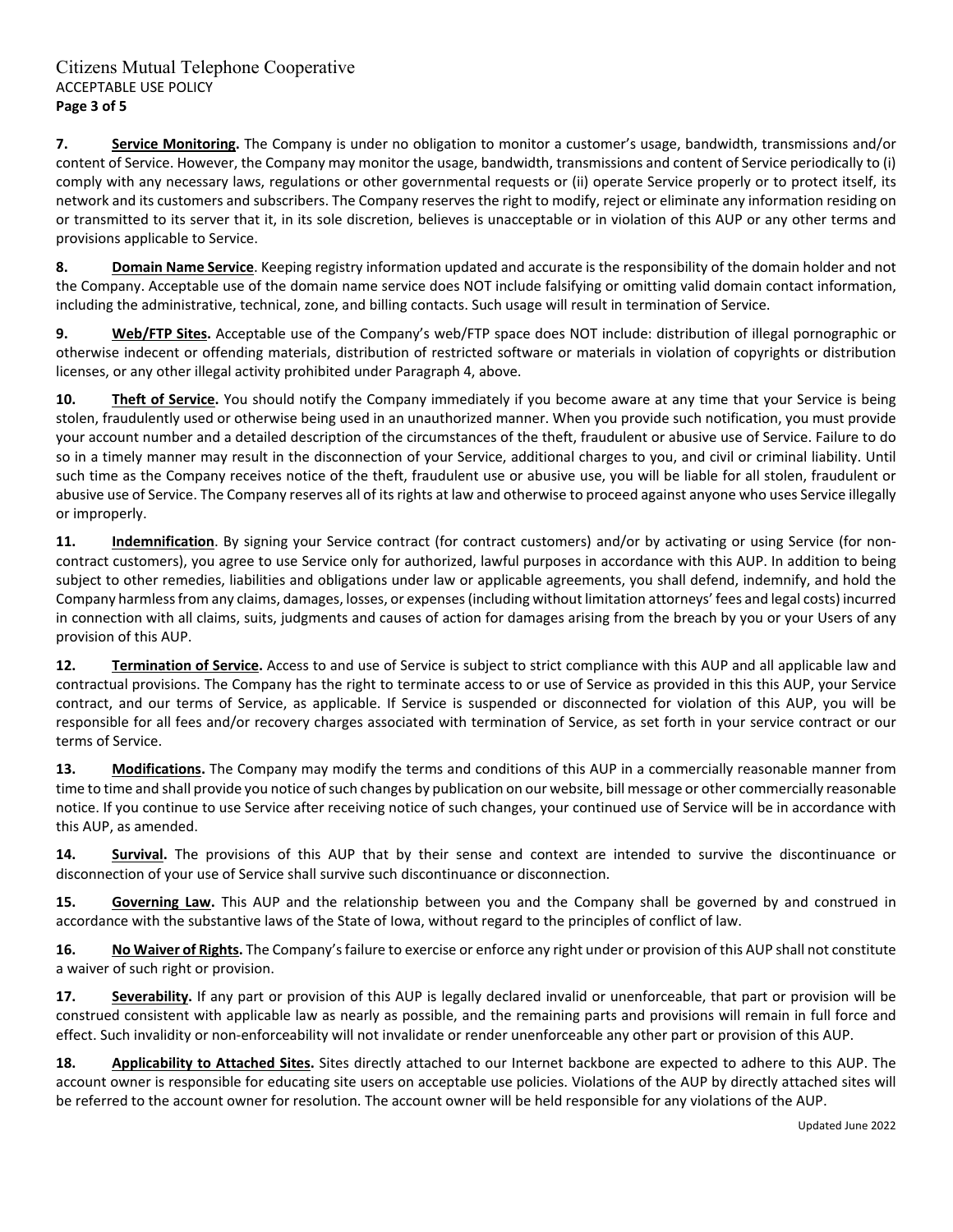**7. Service Monitoring.** The Company is under no obligation to monitor a customer's usage, bandwidth, transmissions and/or content of Service. However, the Company may monitor the usage, bandwidth, transmissions and content of Service periodically to (i) comply with any necessary laws, regulations or other governmental requests or (ii) operate Service properly or to protect itself, its network and its customers and subscribers. The Company reserves the right to modify, reject or eliminate any information residing on or transmitted to its server that it, in its sole discretion, believes is unacceptable or in violation of this AUP or any other terms and provisions applicable to Service.

**8. Domain Name Service**. Keeping registry information updated and accurate is the responsibility of the domain holder and not the Company. Acceptable use of the domain name service does NOT include falsifying or omitting valid domain contact information, including the administrative, technical, zone, and billing contacts. Such usage will result in termination of Service.

**9. Web/FTP Sites.** Acceptable use of the Company's web/FTP space does NOT include: distribution of illegal pornographic or otherwise indecent or offending materials, distribution of restricted software or materials in violation of copyrights or distribution licenses, or any other illegal activity prohibited under Paragraph 4, above.

**10. Theft of Service.** You should notify the Company immediately if you become aware at any time that your Service is being stolen, fraudulently used or otherwise being used in an unauthorized manner. When you provide such notification, you must provide your account number and a detailed description of the circumstances of the theft, fraudulent or abusive use of Service. Failure to do so in a timely manner may result in the disconnection of your Service, additional charges to you, and civil or criminal liability. Until such time as the Company receives notice of the theft, fraudulent use or abusive use, you will be liable for all stolen, fraudulent or abusive use of Service. The Company reserves all of its rights at law and otherwise to proceed against anyone who uses Service illegally or improperly.

**11. Indemnification**. By signing your Service contract (for contract customers) and/or by activating or using Service (for non-contract customers), you agree to use Service only for authorized, lawful purposes in accordance with this AUP. In addition to being subject to other remedies, liabilities and obligations under law or applicable agreements, you shall defend, indemnify, and hold the Company harmless from any claims, damages, losses, or expenses (including without limitation attorneys' fees and legal costs) incurred in connection with all claims, suits, judgments and causes of action for damages arising from the breach by you or your Users of any provision of this AUP.

**12. Termination of Service.** Access to and use of Service is subject to strict compliance with this AUP and all applicable law and contractual provisions. The Company has the right to terminate access to or use of Service as provided in this this AUP, your Service contract, and our terms of Service, as applicable. If Service is suspended or disconnected for violation of this AUP, you will be responsible for all fees and/or recovery charges associated with termination of Service, as set forth in your service contract or our terms of Service.

**13. Modifications.** The Company may modify the terms and conditions of this AUP in a commercially reasonable manner from time to time and shall provide you notice of such changes by publication on our website, bill message or other commercially reasonable notice. If you continue to use Service after receiving notice of such changes, your continued use of Service will be in accordance with this AUP, as amended.

**14. Survival.** The provisions of this AUP that by their sense and context are intended to survive the discontinuance or disconnection of your use of Service shall survive such discontinuance or disconnection.

**15. Governing Law.** This AUP and the relationship between you and the Company shall be governed by and construed in accordance with the substantive laws of the State of Iowa, without regard to the principles of conflict of law.

**16. No Waiver of Rights.** The Company's failure to exercise or enforce any right under or provision of this AUP shall not constitute a waiver of such right or provision.

**17. Severability.** If any part or provision of this AUP is legally declared invalid or unenforceable, that part or provision will be construed consistent with applicable law as nearly as possible, and the remaining parts and provisions will remain in full force and effect. Such invalidity or non-enforceability will not invalidate or render unenforceable any other part or provision of this AUP.

**18. Applicability to Attached Sites.** Sites directly attached to our Internet backbone are expected to adhere to this AUP. The account owner is responsible for educating site users on acceptable use policies. Violations of the AUP by directly attached sites will be referred to the account owner for resolution. The account owner will be held responsible for any violations of the AUP.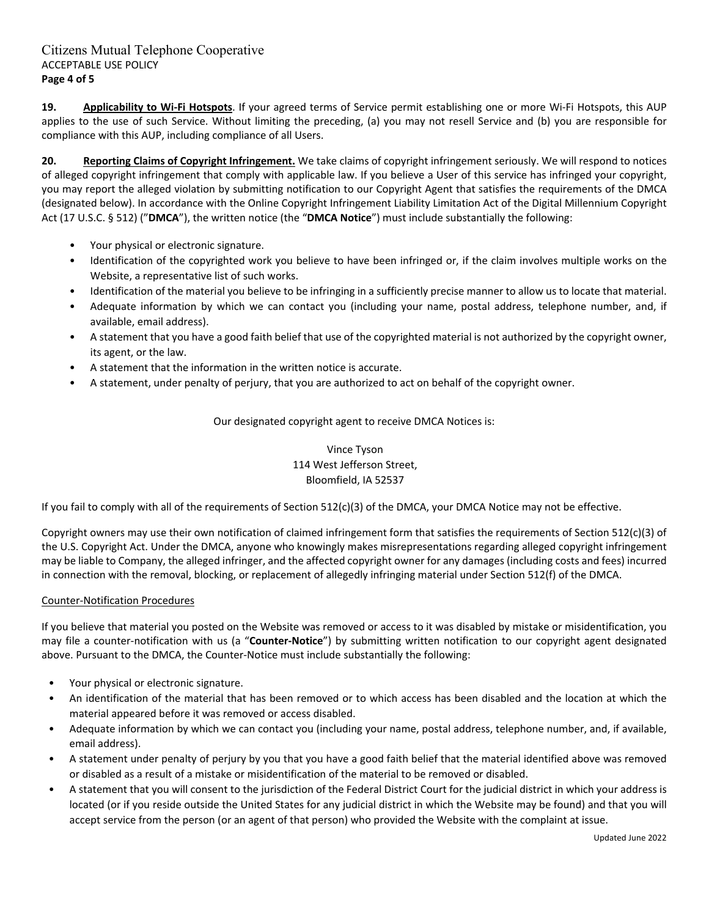**19. Applicability to Wi-Fi Hotspots**. If your agreed terms of Service permit establishing one or more Wi-Fi Hotspots, this AUP applies to the use of such Service. Without limiting the preceding, (a) you may not resell Service and (b) you are responsible for compliance with this AUP, including compliance of all Users.

**20. Reporting Claims of Copyright Infringement.** We take claims of copyright infringement seriously. We will respond to notices of alleged copyright infringement that comply with applicable law. If you believe a User of this service has infringed your copyright, you may report the alleged violation by submitting notification to our Copyright Agent that satisfies the requirements of the DMCA (designated below). In accordance with the Online Copyright Infringement Liability Limitation Act of the Digital Millennium Copyright Act (17 U.S.C. § 512) ("**DMCA**"), the written notice (the "**DMCA Notice**") must include substantially the following:

- Your physical or electronic signature.
- Identification of the copyrighted work you believe to have been infringed or, if the claim involves multiple works on the Website, a representative list of such works.
- Identification of the material you believe to be infringing in a sufficiently precise manner to allow us to locate that material.
- Adequate information by which we can contact you (including your name, postal address, telephone number, and, if available, email address).
- A statement that you have a good faith belief that use of the copyrighted material is not authorized by the copyright owner, its agent, or the law.
- A statement that the information in the written notice is accurate.
- A statement, under penalty of perjury, that you are authorized to act on behalf of the copyright owner.

Our designated copyright agent to receive DMCA Notices is:

Vince Tyson
114 West Jefferson Street,
Bloomfield, IA 52537

If you fail to comply with all of the requirements of Section 512(c)(3) of the DMCA, your DMCA Notice may not be effective.

Copyright owners may use their own notification of claimed infringement form that satisfies the requirements of Section 512(c)(3) of the U.S. Copyright Act. Under the DMCA, anyone who knowingly makes misrepresentations regarding alleged copyright infringement may be liable to Company, the alleged infringer, and the affected copyright owner for any damages (including costs and fees) incurred in connection with the removal, blocking, or replacement of allegedly infringing material under Section 512(f) of the DMCA.

Counter-Notification Procedures

If you believe that material you posted on the Website was removed or access to it was disabled by mistake or misidentification, you may file a counter-notification with us (a "**Counter-Notice**") by submitting written notification to our copyright agent designated above. Pursuant to the DMCA, the Counter-Notice must include substantially the following:

- Your physical or electronic signature.
- An identification of the material that has been removed or to which access has been disabled and the location at which the material appeared before it was removed or access disabled.
- Adequate information by which we can contact you (including your name, postal address, telephone number, and, if available, email address).
- A statement under penalty of perjury by you that you have a good faith belief that the material identified above was removed or disabled as a result of a mistake or misidentification of the material to be removed or disabled.
- A statement that you will consent to the jurisdiction of the Federal District Court for the judicial district in which your address is located (or if you reside outside the United States for any judicial district in which the Website may be found) and that you will accept service from the person (or an agent of that person) who provided the Website with the complaint at issue.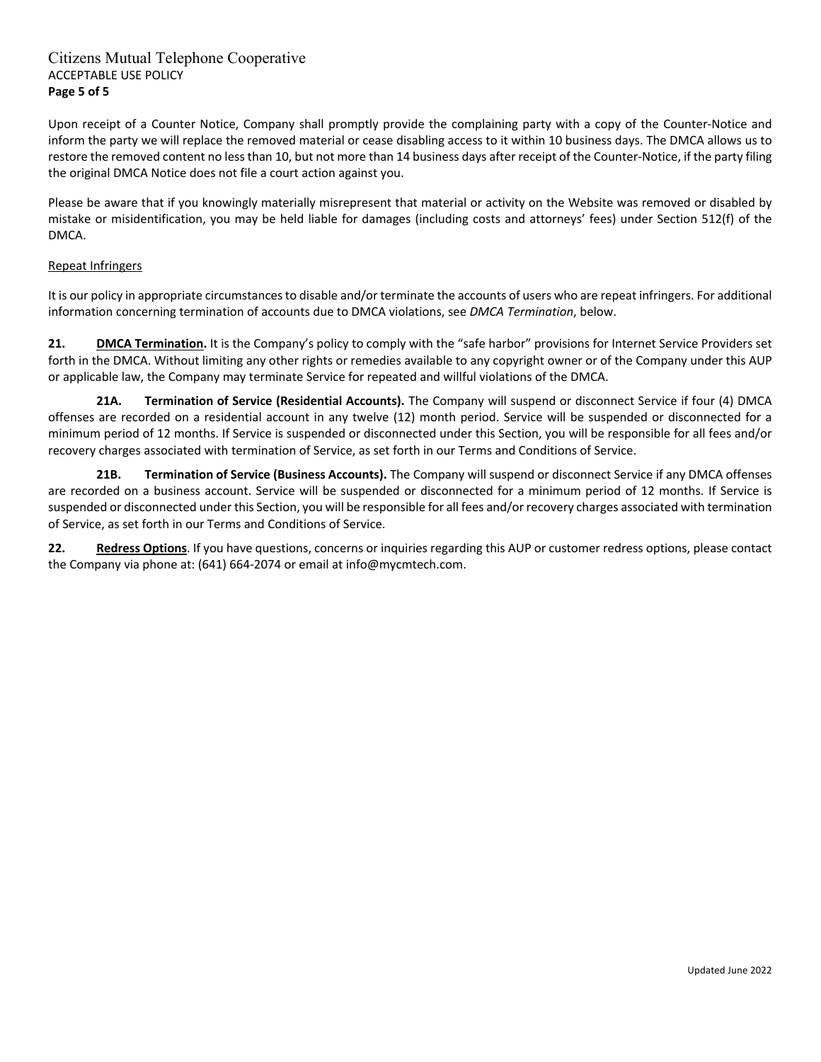Upon receipt of a Counter Notice, Company shall promptly provide the complaining party with a copy of the Counter-Notice and inform the party we will replace the removed material or cease disabling access to it within 10 business days. The DMCA allows us to restore the removed content no less than 10, but not more than 14 business days after receipt of the Counter-Notice, if the party filing the original DMCA Notice does not file a court action against you.

Please be aware that if you knowingly materially misrepresent that material or activity on the Website was removed or disabled by mistake or misidentification, you may be held liable for damages (including costs and attorneys' fees) under Section 512(f) of the DMCA.

<u>Repeat Infringers</u>

It is our policy in appropriate circumstances to disable and/or terminate the accounts of users who are repeat infringers. For additional information concerning termination of accounts due to DMCA violations, see *DMCA Termination*, below.

**21. <u>DMCA Termination</u>.** It is the Company's policy to comply with the "safe harbor" provisions for Internet Service Providers set forth in the DMCA. Without limiting any other rights or remedies available to any copyright owner or of the Company under this AUP or applicable law, the Company may terminate Service for repeated and willful violations of the DMCA.

**21A. Termination of Service (Residential Accounts).** The Company will suspend or disconnect Service if four (4) DMCA offenses are recorded on a residential account in any twelve (12) month period. Service will be suspended or disconnected for a minimum period of 12 months. If Service is suspended or disconnected under this Section, you will be responsible for all fees and/or recovery charges associated with termination of Service, as set forth in our Terms and Conditions of Service.

**21B. Termination of Service (Business Accounts).** The Company will suspend or disconnect Service if any DMCA offenses are recorded on a business account. Service will be suspended or disconnected for a minimum period of 12 months. If Service is suspended or disconnected under this Section, you will be responsible for all fees and/or recovery charges associated with termination of Service, as set forth in our Terms and Conditions of Service.

**22. <u>Redress Options</u>**. If you have questions, concerns or inquiries regarding this AUP or customer redress options, please contact the Company via phone at: (641) 664-2074 or email at info@mycmtech.com.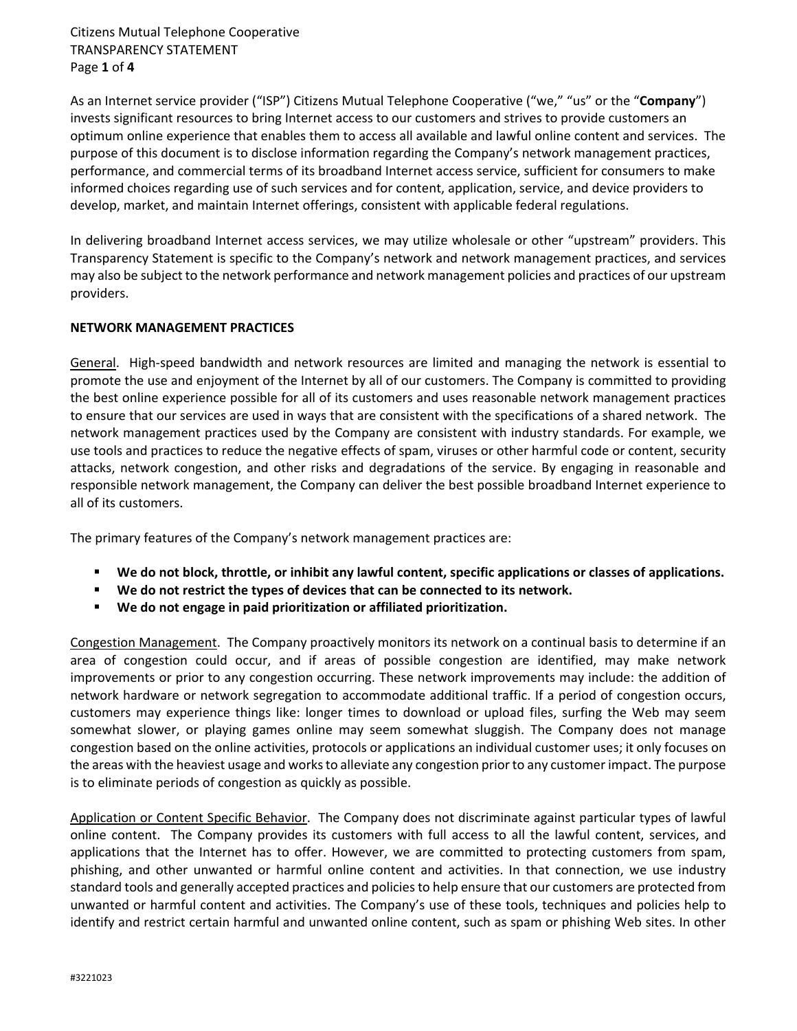As an Internet service provider ("ISP") Citizens Mutual Telephone Cooperative ("we," "us" or the "**Company**") invests significant resources to bring Internet access to our customers and strives to provide customers an optimum online experience that enables them to access all available and lawful online content and services. The purpose of this document is to disclose information regarding the Company's network management practices, performance, and commercial terms of its broadband Internet access service, sufficient for consumers to make informed choices regarding use of such services and for content, application, service, and device providers to develop, market, and maintain Internet offerings, consistent with applicable federal regulations.

In delivering broadband Internet access services, we may utilize wholesale or other "upstream" providers. This Transparency Statement is specific to the Company's network and network management practices, and services may also be subject to the network performance and network management policies and practices of our upstream providers.

**NETWORK MANAGEMENT PRACTICES**

General. High-speed bandwidth and network resources are limited and managing the network is essential to promote the use and enjoyment of the Internet by all of our customers. The Company is committed to providing the best online experience possible for all of its customers and uses reasonable network management practices to ensure that our services are used in ways that are consistent with the specifications of a shared network. The network management practices used by the Company are consistent with industry standards. For example, we use tools and practices to reduce the negative effects of spam, viruses or other harmful code or content, security attacks, network congestion, and other risks and degradations of the service. By engaging in reasonable and responsible network management, the Company can deliver the best possible broadband Internet experience to all of its customers.

The primary features of the Company's network management practices are:

- **We do not block, throttle, or inhibit any lawful content, specific applications or classes of applications.**
- **We do not restrict the types of devices that can be connected to its network.**
- **We do not engage in paid prioritization or affiliated prioritization.**

Congestion Management. The Company proactively monitors its network on a continual basis to determine if an area of congestion could occur, and if areas of possible congestion are identified, may make network improvements or prior to any congestion occurring. These network improvements may include: the addition of network hardware or network segregation to accommodate additional traffic. If a period of congestion occurs, customers may experience things like: longer times to download or upload files, surfing the Web may seem somewhat slower, or playing games online may seem somewhat sluggish. The Company does not manage congestion based on the online activities, protocols or applications an individual customer uses; it only focuses on the areas with the heaviest usage and works to alleviate any congestion prior to any customer impact. The purpose is to eliminate periods of congestion as quickly as possible.

Application or Content Specific Behavior. The Company does not discriminate against particular types of lawful online content. The Company provides its customers with full access to all the lawful content, services, and applications that the Internet has to offer. However, we are committed to protecting customers from spam, phishing, and other unwanted or harmful online content and activities. In that connection, we use industry standard tools and generally accepted practices and policies to help ensure that our customers are protected from unwanted or harmful content and activities. The Company's use of these tools, techniques and policies help to identify and restrict certain harmful and unwanted online content, such as spam or phishing Web sites. In other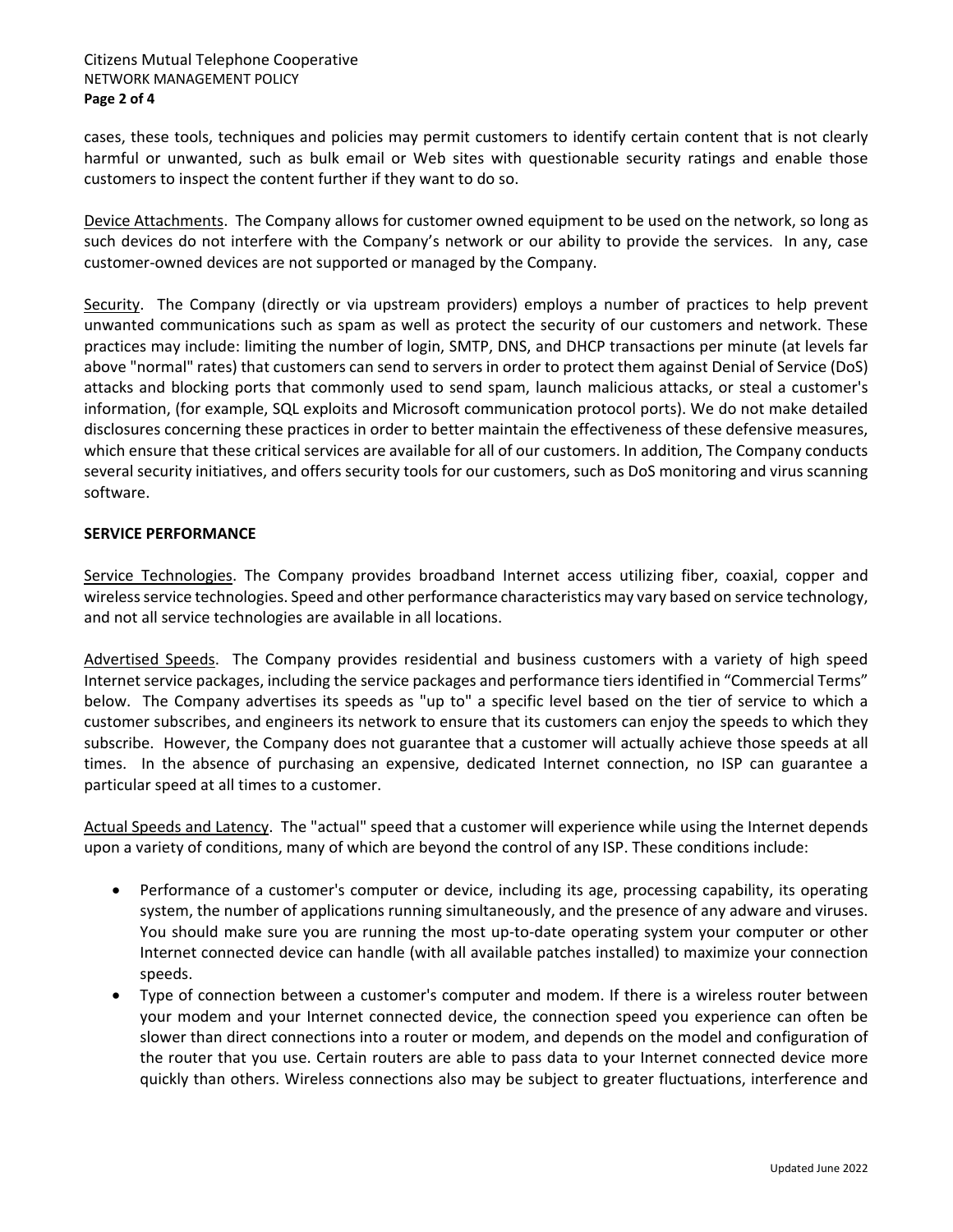cases, these tools, techniques and policies may permit customers to identify certain content that is not clearly harmful or unwanted, such as bulk email or Web sites with questionable security ratings and enable those customers to inspect the content further if they want to do so.

Device Attachments. The Company allows for customer owned equipment to be used on the network, so long as such devices do not interfere with the Company's network or our ability to provide the services. In any, case customer-owned devices are not supported or managed by the Company.

Security. The Company (directly or via upstream providers) employs a number of practices to help prevent unwanted communications such as spam as well as protect the security of our customers and network. These practices may include: limiting the number of login, SMTP, DNS, and DHCP transactions per minute (at levels far above "normal" rates) that customers can send to servers in order to protect them against Denial of Service (DoS) attacks and blocking ports that commonly used to send spam, launch malicious attacks, or steal a customer's information, (for example, SQL exploits and Microsoft communication protocol ports). We do not make detailed disclosures concerning these practices in order to better maintain the effectiveness of these defensive measures, which ensure that these critical services are available for all of our customers. In addition, The Company conducts several security initiatives, and offers security tools for our customers, such as DoS monitoring and virus scanning software.

**SERVICE PERFORMANCE**

Service Technologies. The Company provides broadband Internet access utilizing fiber, coaxial, copper and wireless service technologies. Speed and other performance characteristics may vary based on service technology, and not all service technologies are available in all locations.

Advertised Speeds. The Company provides residential and business customers with a variety of high speed Internet service packages, including the service packages and performance tiers identified in "Commercial Terms" below. The Company advertises its speeds as "up to" a specific level based on the tier of service to which a customer subscribes, and engineers its network to ensure that its customers can enjoy the speeds to which they subscribe. However, the Company does not guarantee that a customer will actually achieve those speeds at all times. In the absence of purchasing an expensive, dedicated Internet connection, no ISP can guarantee a particular speed at all times to a customer.

Actual Speeds and Latency. The "actual" speed that a customer will experience while using the Internet depends upon a variety of conditions, many of which are beyond the control of any ISP. These conditions include:

- Performance of a customer's computer or device, including its age, processing capability, its operating system, the number of applications running simultaneously, and the presence of any adware and viruses. You should make sure you are running the most up-to-date operating system your computer or other Internet connected device can handle (with all available patches installed) to maximize your connection speeds.
- Type of connection between a customer's computer and modem. If there is a wireless router between your modem and your Internet connected device, the connection speed you experience can often be slower than direct connections into a router or modem, and depends on the model and configuration of the router that you use. Certain routers are able to pass data to your Internet connected device more quickly than others. Wireless connections also may be subject to greater fluctuations, interference and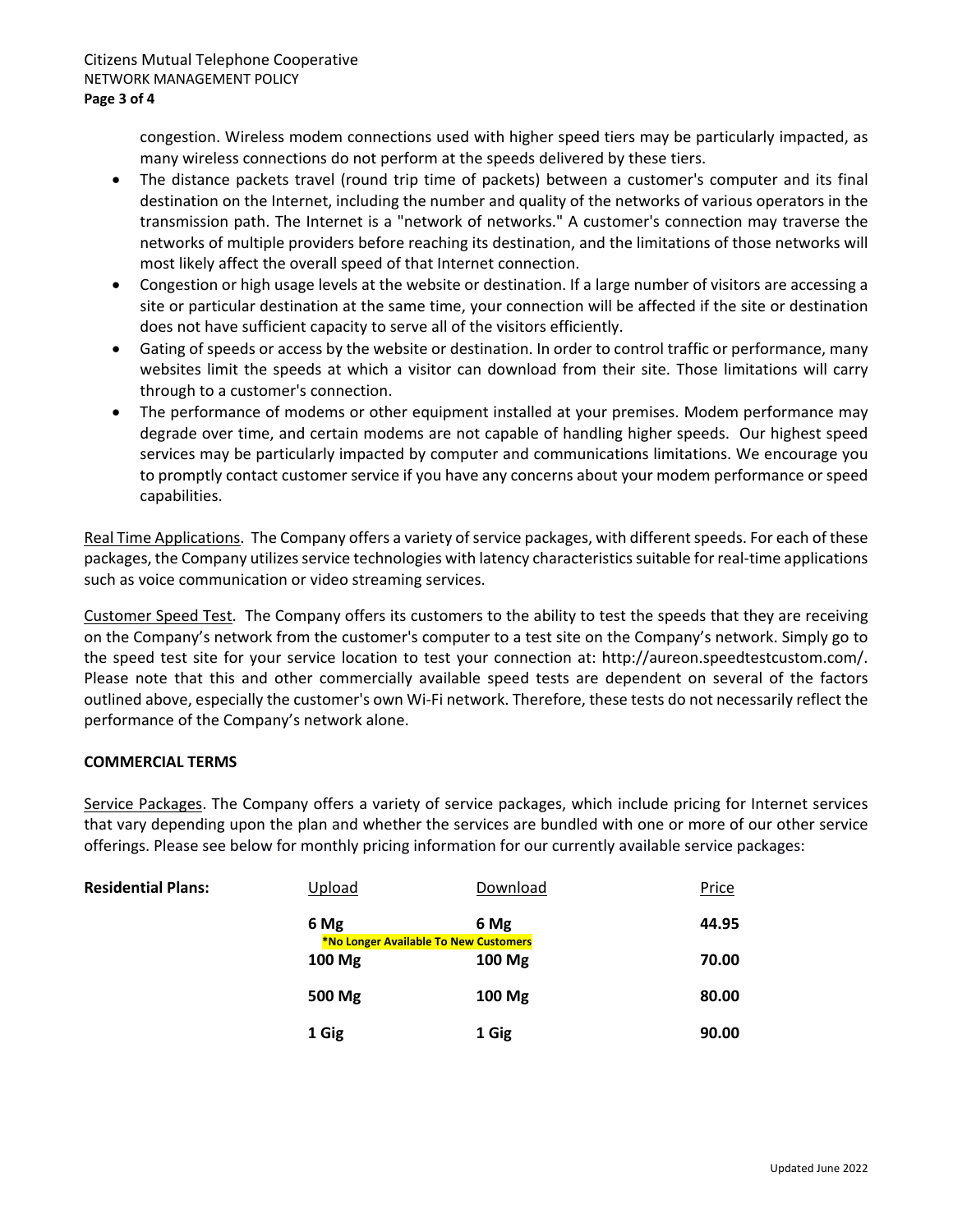congestion. Wireless modem connections used with higher speed tiers may be particularly impacted, as many wireless connections do not perform at the speeds delivered by these tiers.

- The distance packets travel (round trip time of packets) between a customer's computer and its final destination on the Internet, including the number and quality of the networks of various operators in the transmission path. The Internet is a "network of networks." A customer's connection may traverse the networks of multiple providers before reaching its destination, and the limitations of those networks will most likely affect the overall speed of that Internet connection.
- Congestion or high usage levels at the website or destination. If a large number of visitors are accessing a site or particular destination at the same time, your connection will be affected if the site or destination does not have sufficient capacity to serve all of the visitors efficiently.
- Gating of speeds or access by the website or destination. In order to control traffic or performance, many websites limit the speeds at which a visitor can download from their site. Those limitations will carry through to a customer's connection.
- The performance of modems or other equipment installed at your premises. Modem performance may degrade over time, and certain modems are not capable of handling higher speeds. Our highest speed services may be particularly impacted by computer and communications limitations. We encourage you to promptly contact customer service if you have any concerns about your modem performance or speed capabilities.

Real Time Applications. The Company offers a variety of service packages, with different speeds. For each of these packages, the Company utilizes service technologies with latency characteristics suitable for real-time applications such as voice communication or video streaming services.

Customer Speed Test. The Company offers its customers to the ability to test the speeds that they are receiving on the Company's network from the customer's computer to a test site on the Company's network. Simply go to the speed test site for your service location to test your connection at: http://aureon.speedtestcustom.com/. Please note that this and other commercially available speed tests are dependent on several of the factors outlined above, especially the customer's own Wi-Fi network. Therefore, these tests do not necessarily reflect the performance of the Company's network alone.

**COMMERCIAL TERMS**

Service Packages. The Company offers a variety of service packages, which include pricing for Internet services that vary depending upon the plan and whether the services are bundled with one or more of our other service offerings. Please see below for monthly pricing information for our currently available service packages:

| **Residential Plans:** | Upload | Download | Price |
|---|---|---|---|
| | **6 Mg** | **6 Mg** | **44.95** |
| | **\*No Longer Available To New Customers** | | |
| | **100 Mg** | **100 Mg** | **70.00** |
| | **500 Mg** | **100 Mg** | **80.00** |
| | **1 Gig** | **1 Gig** | **90.00** |

Updated June 2022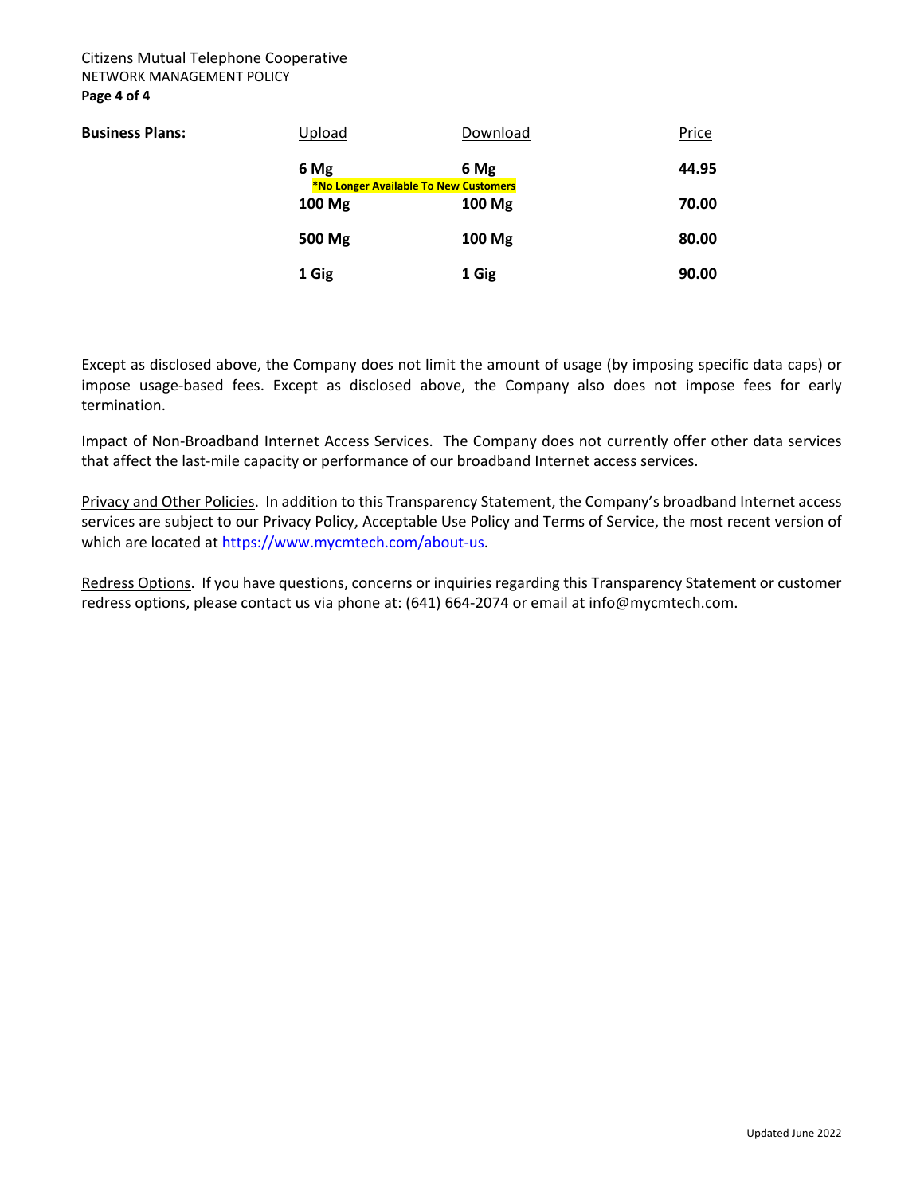| Business Plans: | Upload | Download | Price |
|---|---|---|---|
| | **6 Mg** | **6 Mg** | **44.95** |
| | ***No Longer Available To New Customers** | | |
| | **100 Mg** | **100 Mg** | **70.00** |
| | **500 Mg** | **100 Mg** | **80.00** |
| | **1 Gig** | **1 Gig** | **90.00** |

Except as disclosed above, the Company does not limit the amount of usage (by imposing specific data caps) or impose usage-based fees. Except as disclosed above, the Company also does not impose fees for early termination.

Impact of Non-Broadband Internet Access Services. The Company does not currently offer other data services that affect the last-mile capacity or performance of our broadband Internet access services.

Privacy and Other Policies. In addition to this Transparency Statement, the Company's broadband Internet access services are subject to our Privacy Policy, Acceptable Use Policy and Terms of Service, the most recent version of which are located at https://www.mycmtech.com/about-us.

Redress Options. If you have questions, concerns or inquiries regarding this Transparency Statement or customer redress options, please contact us via phone at: (641) 664-2074 or email at info@mycmtech.com.

Updated June 2022